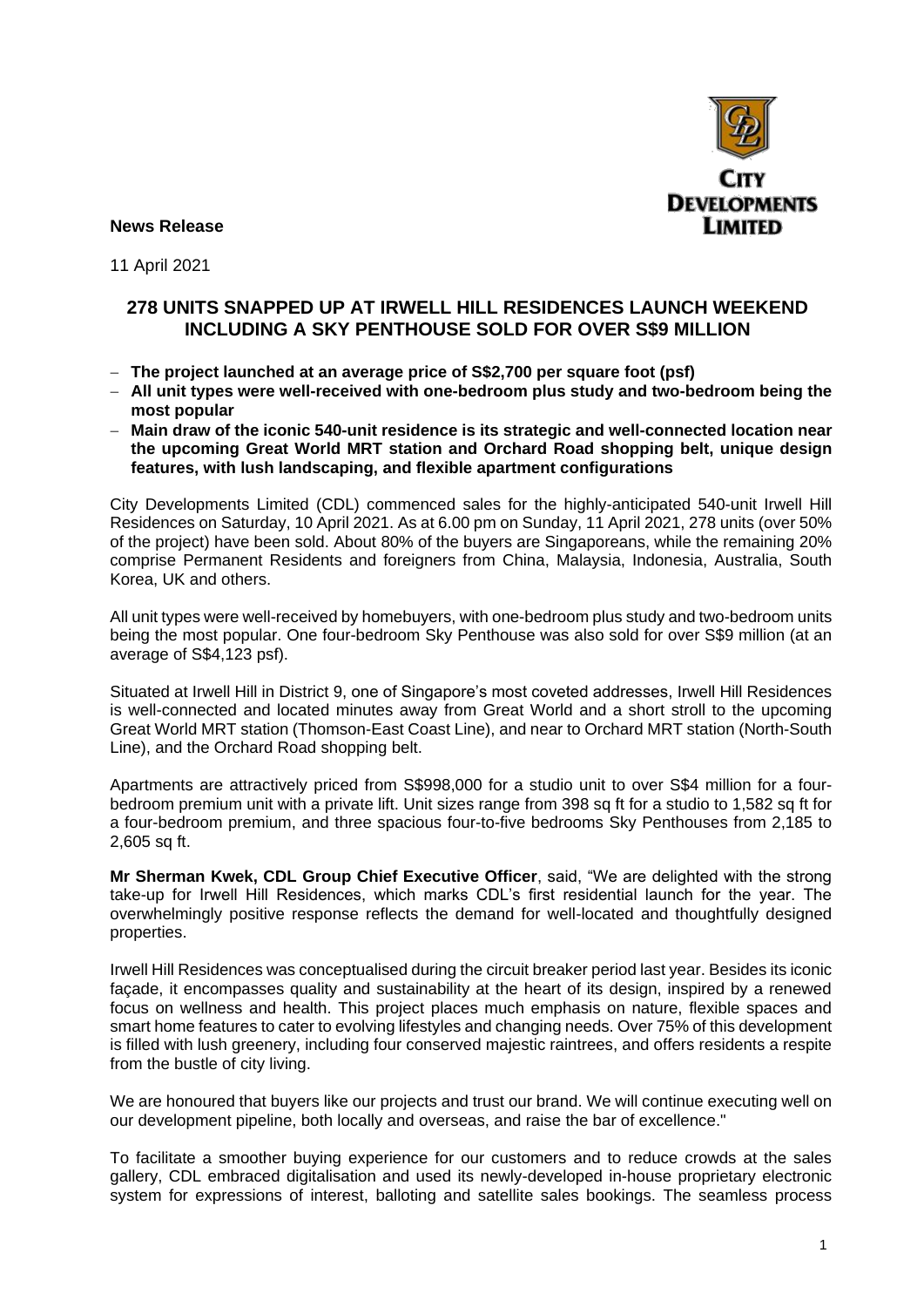**News Release**

11 April 2021

## 278 UNITS SNAPPED UP AT IRWELL HILL RESIDENCES LAUNCH WEEKEND INCLUDING A SKY PENTHOUSE SOLD FOR OVER S$9 MILLION

- **The project launched at an average price of S$2,700 per square foot (psf)**
- **All unit types were well-received with one-bedroom plus study and two-bedroom being the most popular**
- **Main draw of the iconic 540-unit residence is its strategic and well-connected location near the upcoming Great World MRT station and Orchard Road shopping belt, unique design features, with lush landscaping, and flexible apartment configurations**

City Developments Limited (CDL) commenced sales for the highly-anticipated 540-unit Irwell Hill Residences on Saturday, 10 April 2021. As at 6.00 pm on Sunday, 11 April 2021, 278 units (over 50% of the project) have been sold. About 80% of the buyers are Singaporeans, while the remaining 20% comprise Permanent Residents and foreigners from China, Malaysia, Indonesia, Australia, South Korea, UK and others.

All unit types were well-received by homebuyers, with one-bedroom plus study and two-bedroom units being the most popular. One four-bedroom Sky Penthouse was also sold for over S$9 million (at an average of S$4,123 psf).

Situated at Irwell Hill in District 9, one of Singapore's most coveted addresses, Irwell Hill Residences is well-connected and located minutes away from Great World and a short stroll to the upcoming Great World MRT station (Thomson-East Coast Line), and near to Orchard MRT station (North-South Line), and the Orchard Road shopping belt.

Apartments are attractively priced from S$998,000 for a studio unit to over S$4 million for a four-bedroom premium unit with a private lift. Unit sizes range from 398 sq ft for a studio to 1,582 sq ft for a four-bedroom premium, and three spacious four-to-five bedrooms Sky Penthouses from 2,185 to 2,605 sq ft.

**Mr Sherman Kwek, CDL Group Chief Executive Officer**, said, "We are delighted with the strong take-up for Irwell Hill Residences, which marks CDL's first residential launch for the year. The overwhelmingly positive response reflects the demand for well-located and thoughtfully designed properties.

Irwell Hill Residences was conceptualised during the circuit breaker period last year. Besides its iconic façade, it encompasses quality and sustainability at the heart of its design, inspired by a renewed focus on wellness and health. This project places much emphasis on nature, flexible spaces and smart home features to cater to evolving lifestyles and changing needs. Over 75% of this development is filled with lush greenery, including four conserved majestic raintrees, and offers residents a respite from the bustle of city living.

We are honoured that buyers like our projects and trust our brand. We will continue executing well on our development pipeline, both locally and overseas, and raise the bar of excellence."

To facilitate a smoother buying experience for our customers and to reduce crowds at the sales gallery, CDL embraced digitalisation and used its newly-developed in-house proprietary electronic system for expressions of interest, balloting and satellite sales bookings. The seamless process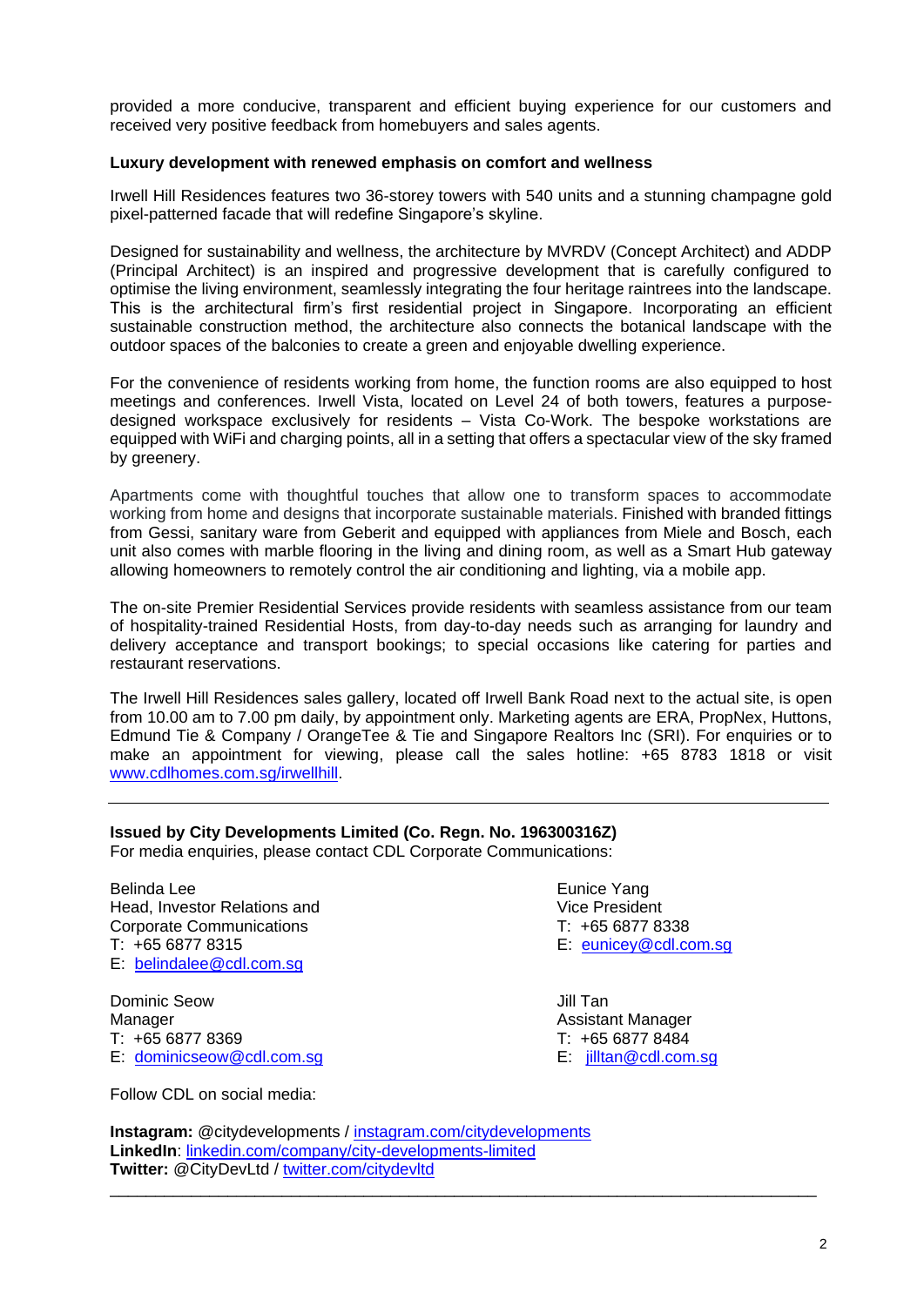provided a more conducive, transparent and efficient buying experience for our customers and received very positive feedback from homebuyers and sales agents.

**Luxury development with renewed emphasis on comfort and wellness**

Irwell Hill Residences features two 36-storey towers with 540 units and a stunning champagne gold pixel-patterned facade that will redefine Singapore's skyline.

Designed for sustainability and wellness, the architecture by MVRDV (Concept Architect) and ADDP (Principal Architect) is an inspired and progressive development that is carefully configured to optimise the living environment, seamlessly integrating the four heritage raintrees into the landscape. This is the architectural firm's first residential project in Singapore. Incorporating an efficient sustainable construction method, the architecture also connects the botanical landscape with the outdoor spaces of the balconies to create a green and enjoyable dwelling experience.

For the convenience of residents working from home, the function rooms are also equipped to host meetings and conferences. Irwell Vista, located on Level 24 of both towers, features a purpose-designed workspace exclusively for residents – Vista Co-Work. The bespoke workstations are equipped with WiFi and charging points, all in a setting that offers a spectacular view of the sky framed by greenery.

Apartments come with thoughtful touches that allow one to transform spaces to accommodate working from home and designs that incorporate sustainable materials. Finished with branded fittings from Gessi, sanitary ware from Geberit and equipped with appliances from Miele and Bosch, each unit also comes with marble flooring in the living and dining room, as well as a Smart Hub gateway allowing homeowners to remotely control the air conditioning and lighting, via a mobile app.

The on-site Premier Residential Services provide residents with seamless assistance from our team of hospitality-trained Residential Hosts, from day-to-day needs such as arranging for laundry and delivery acceptance and transport bookings; to special occasions like catering for parties and restaurant reservations.

The Irwell Hill Residences sales gallery, located off Irwell Bank Road next to the actual site, is open from 10.00 am to 7.00 pm daily, by appointment only. Marketing agents are ERA, PropNex, Huttons, Edmund Tie & Company / OrangeTee & Tie and Singapore Realtors Inc (SRI). For enquiries or to make an appointment for viewing, please call the sales hotline: +65 8783 1818 or visit www.cdlhomes.com.sg/irwellhill.

---

**Issued by City Developments Limited (Co. Regn. No. 196300316Z)**
For media enquiries, please contact CDL Corporate Communications:

Belinda Lee
Head, Investor Relations and Corporate Communications
T: +65 6877 8315
E: belindalee@cdl.com.sg

Eunice Yang
Vice President
T: +65 6877 8338
E: eunicey@cdl.com.sg

Dominic Seow
Manager
T: +65 6877 8369
E: dominicseow@cdl.com.sg

Jill Tan
Assistant Manager
T: +65 6877 8484
E: jilltan@cdl.com.sg

Follow CDL on social media:

**Instagram:** @citydevelopments / instagram.com/citydevelopments
**LinkedIn**: linkedin.com/company/city-developments-limited
**Twitter:** @CityDevLtd / twitter.com/citydevltd

---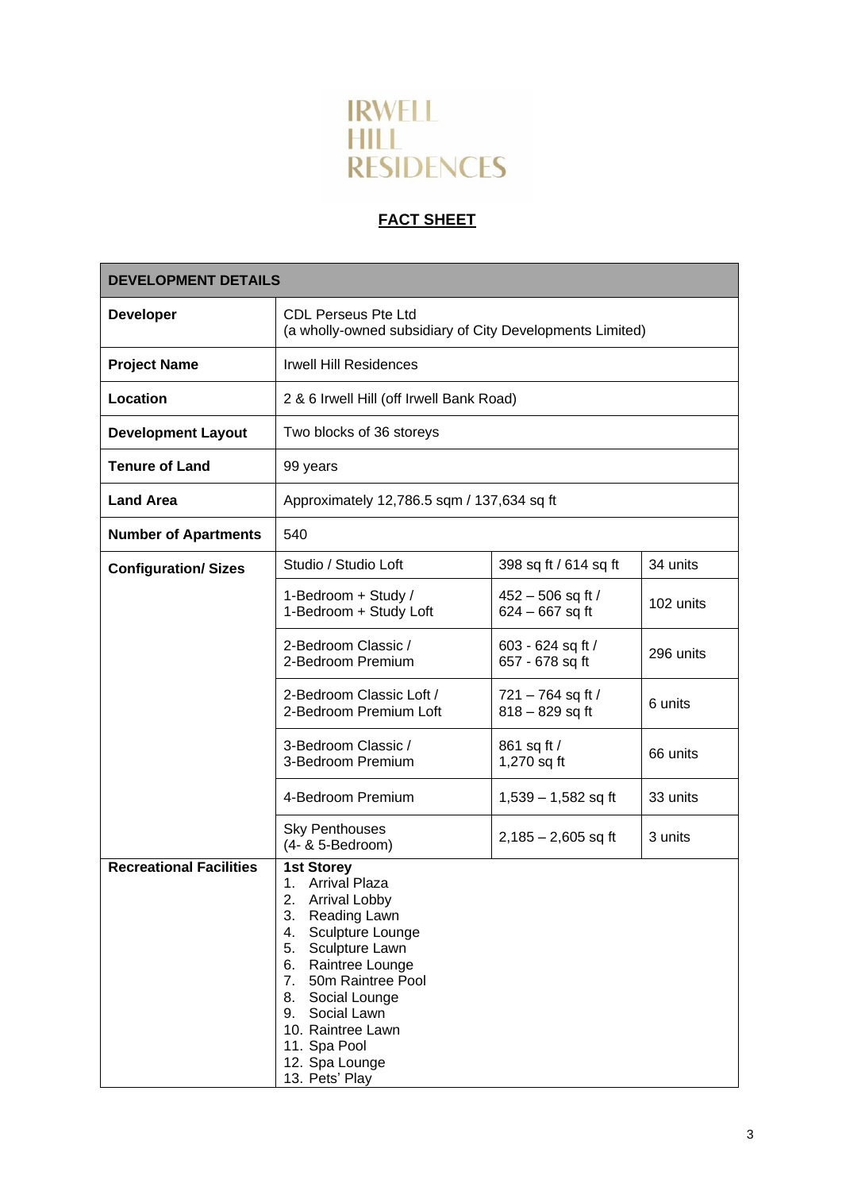# IRWELL HILL RESIDENCES

## FACT SHEET

| DEVELOPMENT DETAILS | | | |
|---|---|---|---|
| **Developer** | CDL Perseus Pte Ltd<br>(a wholly-owned subsidiary of City Developments Limited) | | |
| **Project Name** | Irwell Hill Residences | | |
| **Location** | 2 & 6 Irwell Hill (off Irwell Bank Road) | | |
| **Development Layout** | Two blocks of 36 storeys | | |
| **Tenure of Land** | 99 years | | |
| **Land Area** | Approximately 12,786.5 sqm / 137,634 sq ft | | |
| **Number of Apartments** | 540 | | |
| **Configuration/ Sizes** | Studio / Studio Loft | 398 sq ft / 614 sq ft | 34 units |
| | 1-Bedroom + Study /<br>1-Bedroom + Study Loft | 452 – 506 sq ft /<br>624 – 667 sq ft | 102 units |
| | 2-Bedroom Classic /<br>2-Bedroom Premium | 603 - 624 sq ft /<br>657 - 678 sq ft | 296 units |
| | 2-Bedroom Classic Loft /<br>2-Bedroom Premium Loft | 721 – 764 sq ft /<br>818 – 829 sq ft | 6 units |
| | 3-Bedroom Classic /<br>3-Bedroom Premium | 861 sq ft /<br>1,270 sq ft | 66 units |
| | 4-Bedroom Premium | 1,539 – 1,582 sq ft | 33 units |
| | Sky Penthouses<br>(4- & 5-Bedroom) | 2,185 – 2,605 sq ft | 3 units |
| **Recreational Facilities** | **1st Storey**<br>1. Arrival Plaza<br>2. Arrival Lobby<br>3. Reading Lawn<br>4. Sculpture Lounge<br>5. Sculpture Lawn<br>6. Raintree Lounge<br>7. 50m Raintree Pool<br>8. Social Lounge<br>9. Social Lawn<br>10. Raintree Lawn<br>11. Spa Pool<br>12. Spa Lounge<br>13. Pets' Play | | |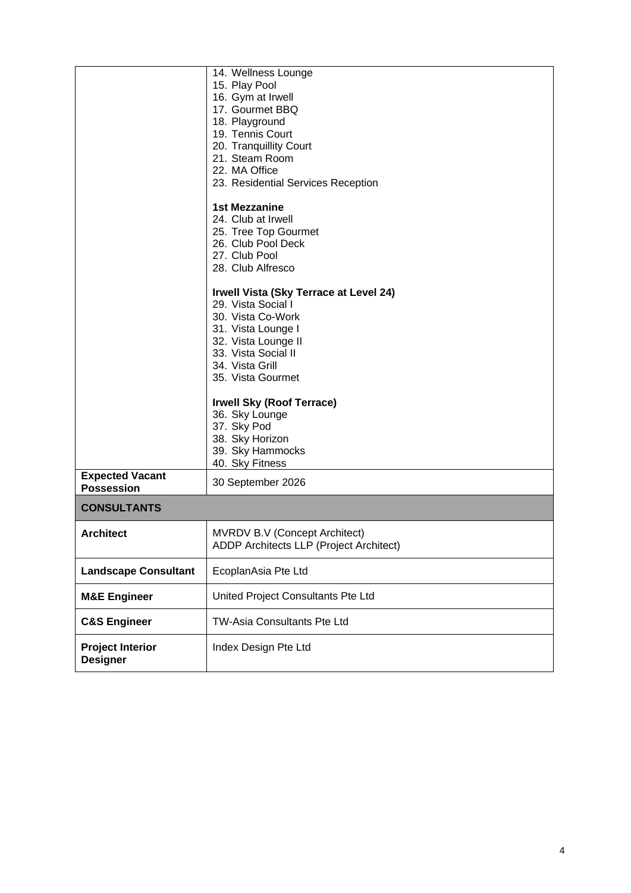| | |
|---|---|
| | 14. Wellness Lounge<br>15. Play Pool<br>16. Gym at Irwell<br>17. Gourmet BBQ<br>18. Playground<br>19. Tennis Court<br>20. Tranquillity Court<br>21. Steam Room<br>22. MA Office<br>23. Residential Services Reception<br><br>**1st Mezzanine**<br>24. Club at Irwell<br>25. Tree Top Gourmet<br>26. Club Pool Deck<br>27. Club Pool<br>28. Club Alfresco<br><br>**Irwell Vista (Sky Terrace at Level 24)**<br>29. Vista Social I<br>30. Vista Co-Work<br>31. Vista Lounge I<br>32. Vista Lounge II<br>33. Vista Social II<br>34. Vista Grill<br>35. Vista Gourmet<br><br>**Irwell Sky (Roof Terrace)**<br>36. Sky Lounge<br>37. Sky Pod<br>38. Sky Horizon<br>39. Sky Hammocks<br>40. Sky Fitness |
| **Expected Vacant Possession** | 30 September 2026 |
| **CONSULTANTS** | |
| **Architect** | MVRDV B.V (Concept Architect)<br>ADDP Architects LLP (Project Architect) |
| **Landscape Consultant** | EcoplanAsia Pte Ltd |
| **M&E Engineer** | United Project Consultants Pte Ltd |
| **C&S Engineer** | TW-Asia Consultants Pte Ltd |
| **Project Interior Designer** | Index Design Pte Ltd |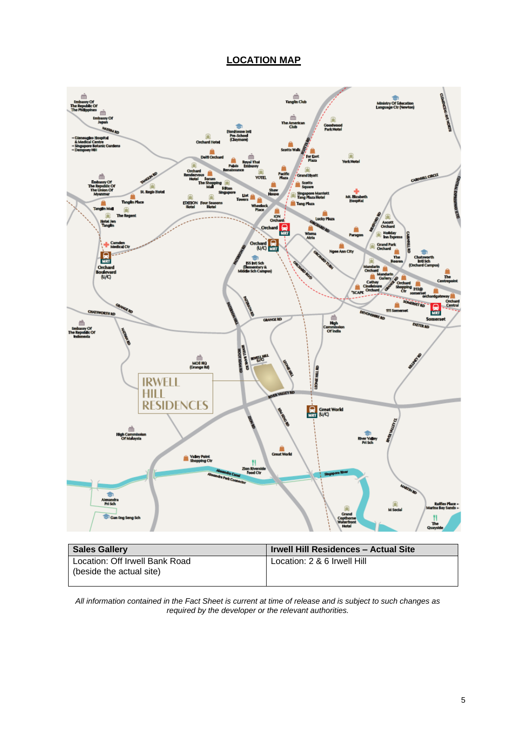## LOCATION MAP

| Sales Gallery | Irwell Hill Residences – Actual Site |
|---|---|
| Location: Off Irwell Bank Road (beside the actual site) | Location: 2 & 6 Irwell Hill |

*All information contained in the Fact Sheet is current at time of release and is subject to such changes as required by the developer or the relevant authorities.*